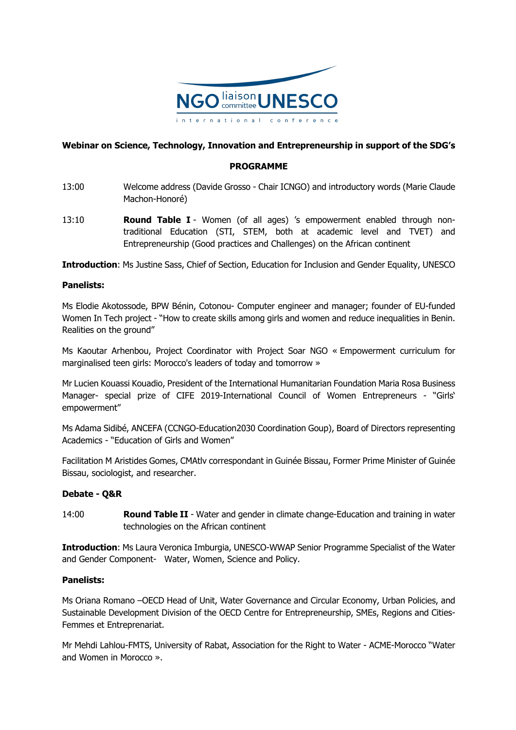NGO liaison committee UNESCO

international conference

**Webinar on Science, Technology, Innovation and Entrepreneurship in support of the SDG's**

**PROGRAMME**

13:00 Welcome address (Davide Grosso - Chair ICNGO) and introductory words (Marie Claude Machon-Honoré)

13:10 **Round Table I** - Women (of all ages) 's empowerment enabled through non-traditional Education (STI, STEM, both at academic level and TVET) and Entrepreneurship (Good practices and Challenges) on the African continent

**Introduction**: Ms Justine Sass, Chief of Section, Education for Inclusion and Gender Equality, UNESCO

**Panelists:**

Ms Elodie Akotossode, BPW Bénin, Cotonou- Computer engineer and manager; founder of EU-funded Women In Tech project - "How to create skills among girls and women and reduce inequalities in Benin. Realities on the ground"

Ms Kaoutar Arhenbou, Project Coordinator with Project Soar NGO « Empowerment curriculum for marginalised teen girls: Morocco's leaders of today and tomorrow »

Mr Lucien Kouassi Kouadio, President of the International Humanitarian Foundation Maria Rosa Business Manager- special prize of CIFE 2019-International Council of Women Entrepreneurs - "Girls' empowerment"

Ms Adama Sidibé, ANCEFA (CCNGO-Education2030 Coordination Goup), Board of Directors representing Academics - "Education of Girls and Women"

Facilitation M Aristides Gomes, CMAtlv correspondant in Guinée Bissau, Former Prime Minister of Guinée Bissau, sociologist, and researcher.

**Debate - Q&R**

14:00 **Round Table II** - Water and gender in climate change-Education and training in water technologies on the African continent

**Introduction**: Ms Laura Veronica Imburgia, UNESCO-WWAP Senior Programme Specialist of the Water and Gender Component- Water, Women, Science and Policy.

**Panelists:**

Ms Oriana Romano –OECD Head of Unit, Water Governance and Circular Economy, Urban Policies, and Sustainable Development Division of the OECD Centre for Entrepreneurship, SMEs, Regions and Cities-Femmes et Entreprenariat.

Mr Mehdi Lahlou-FMTS, University of Rabat, Association for the Right to Water - ACME-Morocco "Water and Women in Morocco ».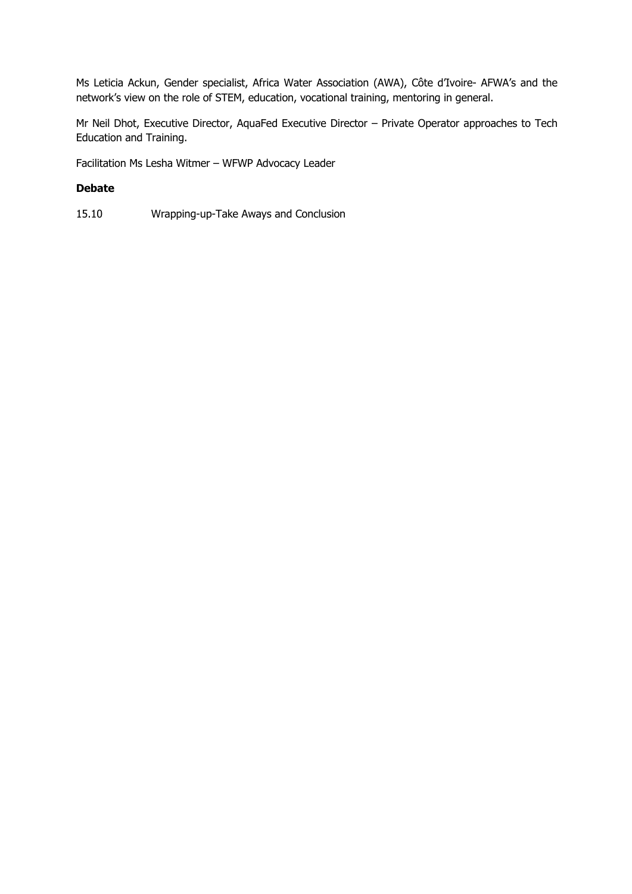Ms Leticia Ackun, Gender specialist, Africa Water Association (AWA), Côte d'Ivoire- AFWA's and the network's view on the role of STEM, education, vocational training, mentoring in general.

Mr Neil Dhot, Executive Director, AquaFed Executive Director – Private Operator approaches to Tech Education and Training.

Facilitation Ms Lesha Witmer – WFWP Advocacy Leader

**Debate**

15.10 Wrapping-up-Take Aways and Conclusion